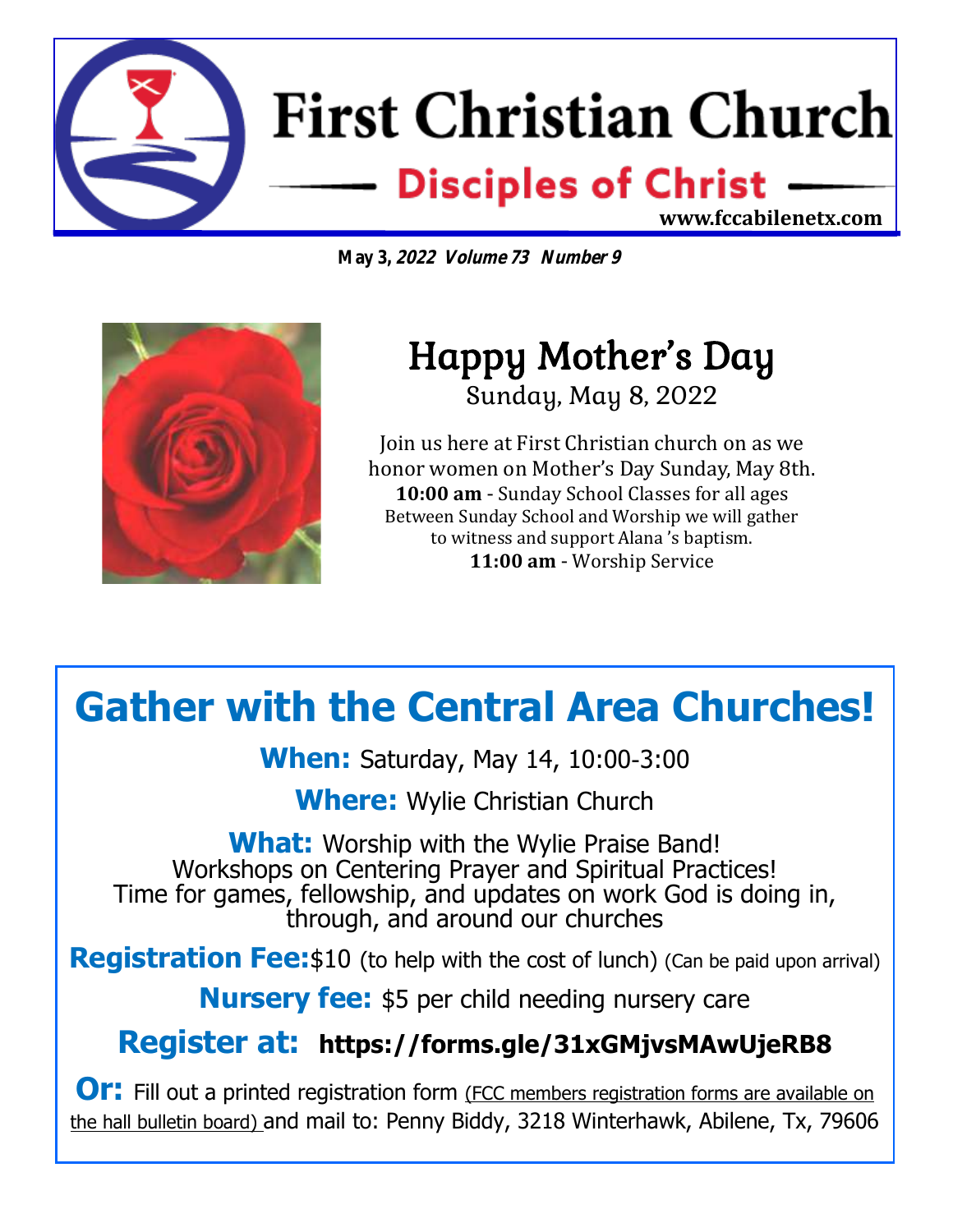# First Christian Church

## Disciples of Christ

www.fccabilenetx.com

**May 3, *2022 Volume 73 Number 9***

## Happy Mother's Day

Sunday, May 8, 2022

Join us here at First Christian church on as we honor women on Mother's Day Sunday, May 8th.

**10:00 am** - Sunday School Classes for all ages

Between Sunday School and Worship we will gather to witness and support Alana 's baptism.

**11:00 am** - Worship Service

# Gather with the Central Area Churches!

**When:** Saturday, May 14, 10:00-3:00

**Where:** Wylie Christian Church

**What:** Worship with the Wylie Praise Band!
Workshops on Centering Prayer and Spiritual Practices!
Time for games, fellowship, and updates on work God is doing in, through, and around our churches

**Registration Fee:** $10 (to help with the cost of lunch) (Can be paid upon arrival)

**Nursery fee:** $5 per child needing nursery care

**Register at:** **https://forms.gle/31xGMjvsMAwUjeRB8**

**Or:** Fill out a printed registration form (FCC members registration forms are available on the hall bulletin board) and mail to: Penny Biddy, 3218 Winterhawk, Abilene, Tx, 79606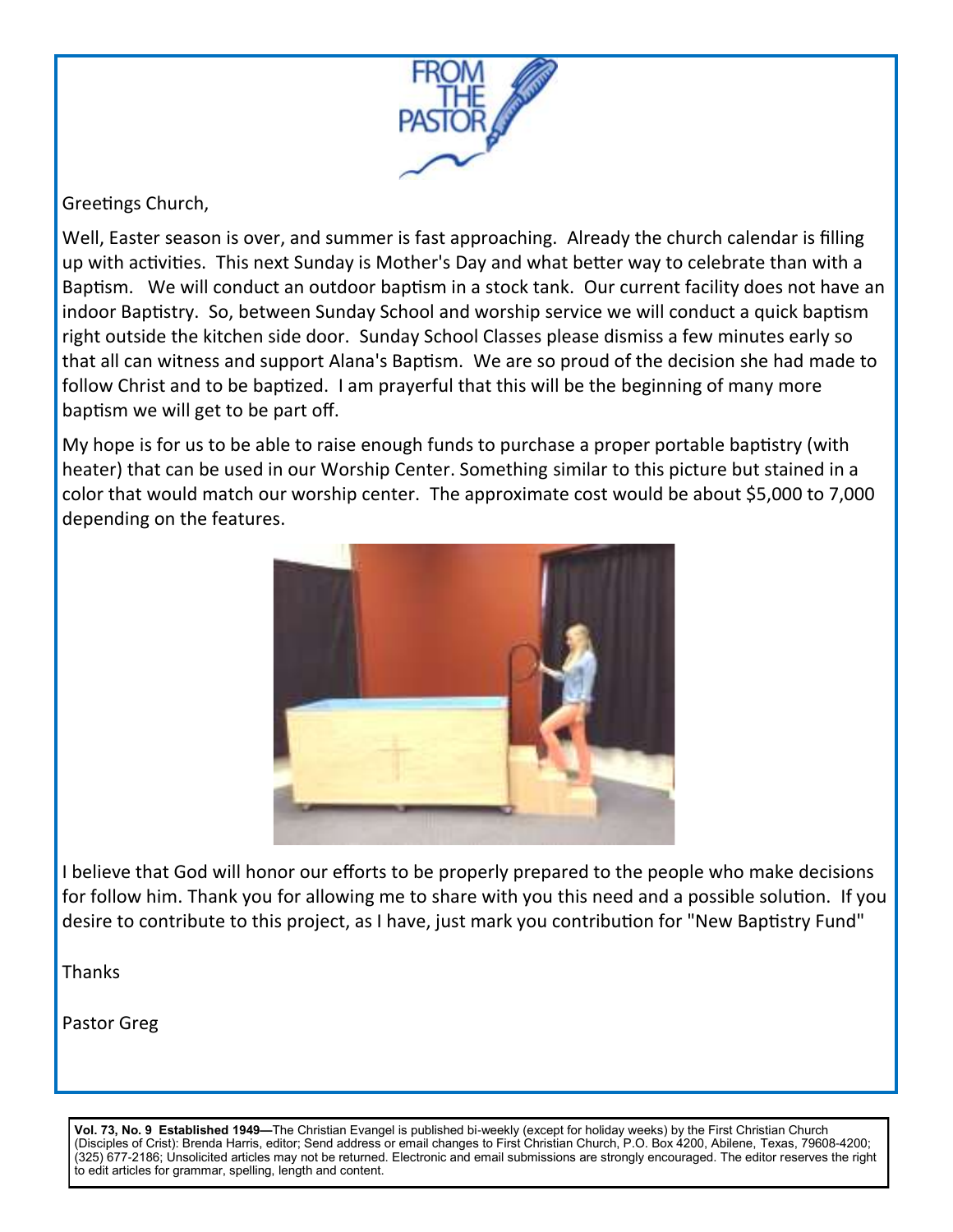# FROM THE PASTOR

Greetings Church,

Well, Easter season is over, and summer is fast approaching. Already the church calendar is filling up with activities. This next Sunday is Mother's Day and what better way to celebrate than with a Baptism. We will conduct an outdoor baptism in a stock tank. Our current facility does not have an indoor Baptistry. So, between Sunday School and worship service we will conduct a quick baptism right outside the kitchen side door. Sunday School Classes please dismiss a few minutes early so that all can witness and support Alana's Baptism. We are so proud of the decision she had made to follow Christ and to be baptized. I am prayerful that this will be the beginning of many more baptism we will get to be part off.

My hope is for us to be able to raise enough funds to purchase a proper portable baptistry (with heater) that can be used in our Worship Center. Something similar to this picture but stained in a color that would match our worship center. The approximate cost would be about $5,000 to 7,000 depending on the features.

I believe that God will honor our efforts to be properly prepared to the people who make decisions for follow him. Thank you for allowing me to share with you this need and a possible solution. If you desire to contribute to this project, as I have, just mark you contribution for "New Baptistry Fund"

Thanks

Pastor Greg

**Vol. 73, No. 9 Established 1949—**The Christian Evangel is published bi-weekly (except for holiday weeks) by the First Christian Church (Disciples of Crist): Brenda Harris, editor; Send address or email changes to First Christian Church, P.O. Box 4200, Abilene, Texas, 79608-4200; (325) 677-2186; Unsolicited articles may not be returned. Electronic and email submissions are strongly encouraged. The editor reserves the right to edit articles for grammar, spelling, length and content.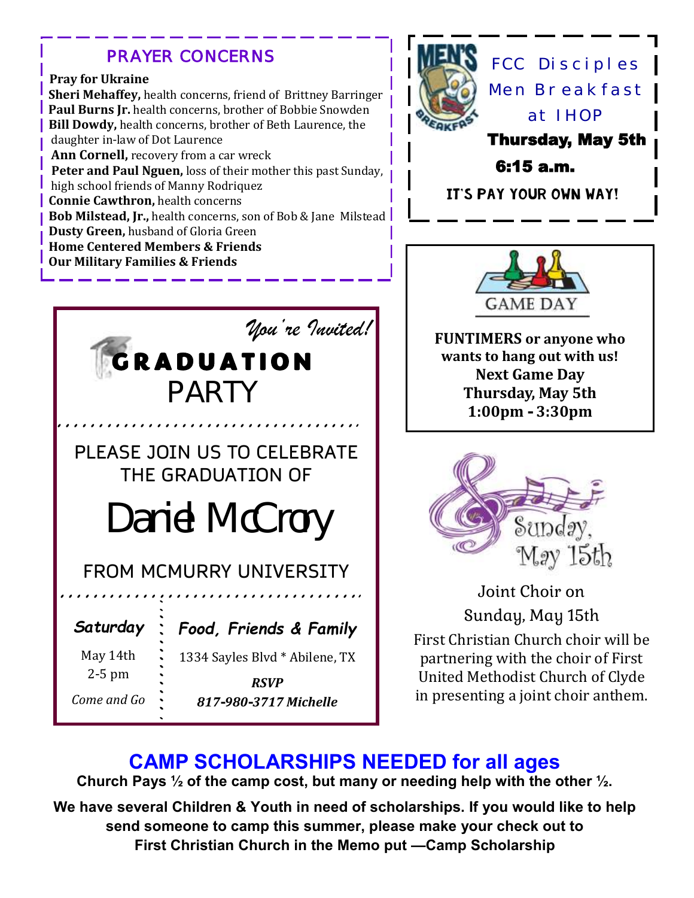## PRAYER CONCERNS

**Pray for Ukraine**
**Sheri Mehaffey,** health concerns, friend of Brittney Barringer
**Paul Burns Jr.** health concerns, brother of Bobbie Snowden
**Bill Dowdy,** health concerns, brother of Beth Laurence, the daughter in-law of Dot Laurence
**Ann Cornell,** recovery from a car wreck
**Peter and Paul Nguen,** loss of their mother this past Sunday, high school friends of Manny Rodriquez
**Connie Cawthron,** health concerns
**Bob Milstead, Jr.,** health concerns, son of Bob & Jane Milstead
**Dusty Green,** husband of Gloria Green
**Home Centered Members & Friends**
**Our Military Families & Friends**

## MEN'S BREAKFAST

FCC Disciples Men Breakfast at IHOP

**Thursday, May 5th**

**6:15 a.m.**

**IT'S PAY YOUR OWN WAY!**

## GAME DAY

**FUNTIMERS or anyone who wants to hang out with us!**
**Next Game Day**
**Thursday, May 5th**
**1:00pm - 3:30pm**

## *You're Invited!*

## GRADUATION PARTY

PLEASE JOIN US TO CELEBRATE THE GRADUATION OF

# Daniel McCrory

FROM MCMURRY UNIVERSITY

***Saturday***

May 14th
2-5 pm

*Come and Go*

***Food, Friends & Family***

1334 Sayles Blvd * Abilene, TX

***RSVP***
***817-980-3717 Michelle***

Sunday, May 15th

Joint Choir on Sunday, May 15th

First Christian Church choir will be partnering with the choir of First United Methodist Church of Clyde in presenting a joint choir anthem.

## CAMP SCHOLARSHIPS NEEDED for all ages

**Church Pays ½ of the camp cost, but many or needing help with the other ½.**

**We have several Children & Youth in need of scholarships. If you would like to help send someone to camp this summer, please make your check out to First Christian Church in the Memo put —Camp Scholarship**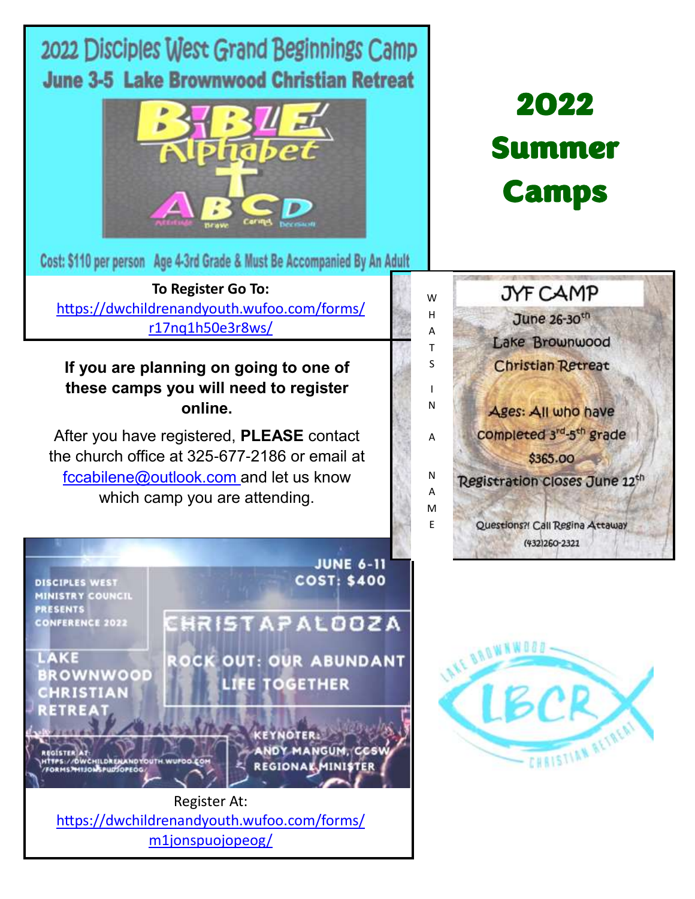# 2022 Summer Camps

## 2022 Disciples West Grand Beginnings Camp

**June 3-5 Lake Brownwood Christian Retreat**

BIBLE Alphabet

A B C D

Attitude Brave Caring Decision

Cost: $110 per person Age 4-3rd Grade & Must Be Accompanied By An Adult

**To Register Go To:**
https://dwchildrenandyouth.wufoo.com/forms/r17nq1h50e3r8ws/

**If you are planning on going to one of these camps you will need to register online.**

After you have registered, **PLEASE** contact the church office at 325-677-2186 or email at fccabilene@outlook.com and let us know which camp you are attending.

## JYF CAMP

WHATS IN A NAME

June 26-30th

Lake Brownwood Christian Retreat

Ages: All who have completed 3rd-5th grade

$365.00

Registration closes June 12th

Questions?! Call Regina Attaway (432)260-2321

## CHRISTAPALOOZA

DISCIPLES WEST MINISTRY COUNCIL PRESENTS CONFERENCE 2022

JUNE 6-11

COST: $400

ROCK OUT: OUR ABUNDANT LIFE TOGETHER

LAKE BROWNWOOD CHRISTIAN RETREAT

KEYNOTER: ANDY MANGUM, CCSW REGIONAL MINISTER

REGISTER AT: HTTPS://DWCHILDRENANDYOUTH.WUFOO.COM/FORMS/M1JONSPUOJOPEOG/

Register At:
https://dwchildrenandyouth.wufoo.com/forms/m1jonspuojopeog/

LAKE BROWNWOOD LBCR CHRISTIAN RETREAT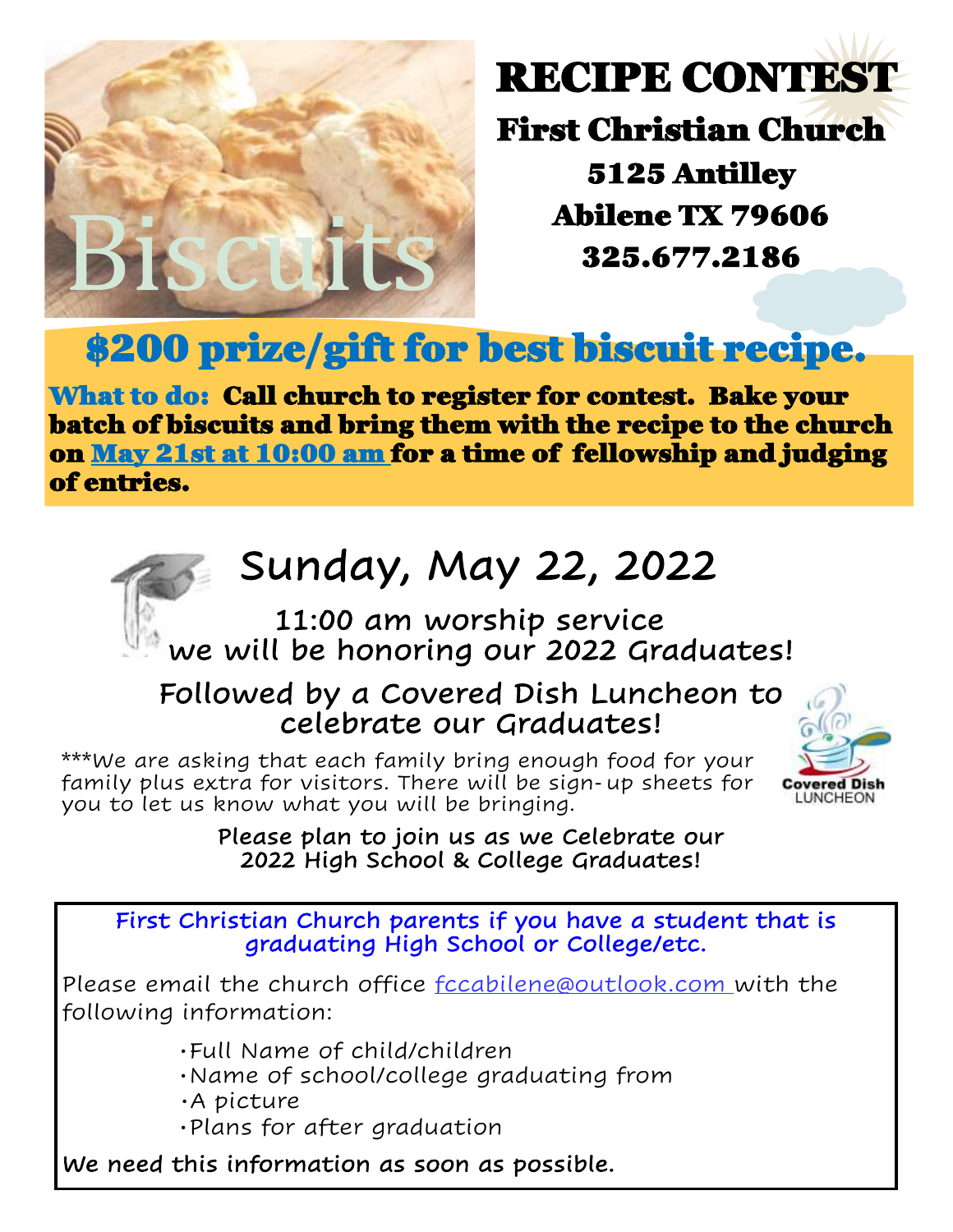Biscuits

# RECIPE CONTEST

## First Christian Church

**5125 Antilley**
**Abilene TX 79606**
**325.677.2186**

## $200 prize/gift for best biscuit recipe.

**What to do:** **Call church to register for contest. Bake your batch of biscuits and bring them with the recipe to the church on May 21st at 10:00 am for a time of fellowship and judging of entries.**

## Sunday, May 22, 2022

11:00 am worship service
we will be honoring our 2022 Graduates!

Followed by a Covered Dish Luncheon to celebrate our Graduates!

***We are asking that each family bring enough food for your family plus extra for visitors. There will be sign-up sheets for you to let us know what you will be bringing.

Covered Dish LUNCHEON

Please plan to join us as we Celebrate our 2022 High School & College Graduates!

First Christian Church parents if you have a student that is graduating High School or College/etc.

Please email the church office fccabilene@outlook.com with the following information:

- Full Name of child/children
- Name of school/college graduating from
- A picture
- Plans for after graduation

We need this information as soon as possible.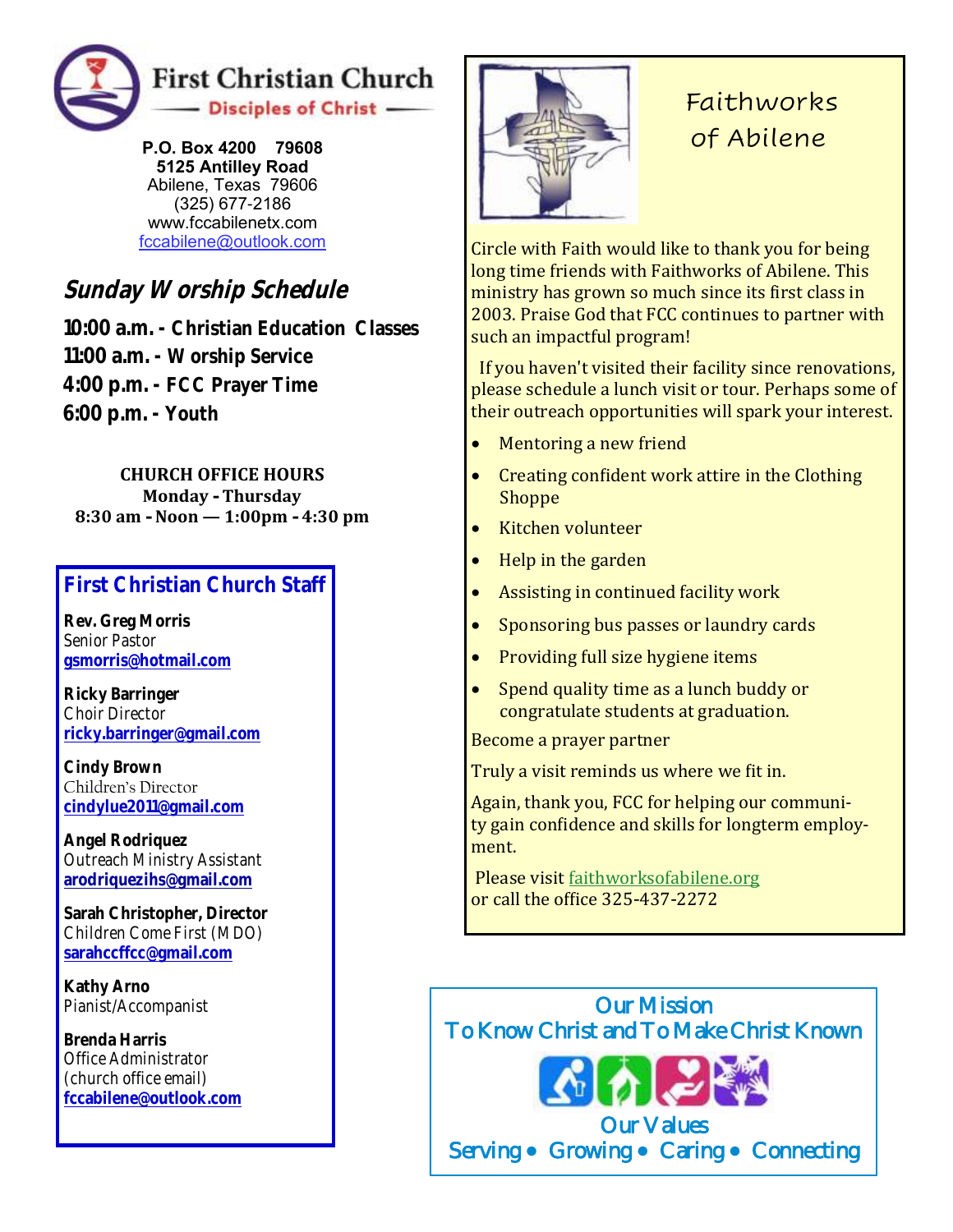# First Christian Church

**Disciples of Christ**

**P.O. Box 4200 79608**
**5125 Antilley Road**
Abilene, Texas 79606
(325) 677-2186
www.fccabilenetx.com
fccabilene@outlook.com

## *Sunday Worship Schedule*

**10:00 a.m. - Christian Education Classes**
**11:00 a.m. - Worship Service**
**4:00 p.m. - FCC Prayer Time**
**6:00 p.m. - Youth**

**CHURCH OFFICE HOURS**
**Monday - Thursday**
**8:30 am - Noon — 1:00pm - 4:30 pm**

## First Christian Church Staff

**Rev. Greg Morris**
Senior Pastor
**gsmorris@hotmail.com**

**Ricky Barringer**
Choir Director
**ricky.barringer@gmail.com**

**Cindy Brown**
Children's Director
**cindylue2011@gmail.com**

**Angel Rodriquez**
Outreach Ministry Assistant
**arodriquezihs@gmail.com**

**Sarah Christopher, Director**
Children Come First (MDO)
**sarahccffcc@gmail.com**

**Kathy Arno**
Pianist/Accompanist

**Brenda Harris**
Office Administrator
(church office email)
**fccabilene@outlook.com**

## Faithworks of Abilene

Circle with Faith would like to thank you for being long time friends with Faithworks of Abilene. This ministry has grown so much since its first class in 2003. Praise God that FCC continues to partner with such an impactful program!

If you haven't visited their facility since renovations, please schedule a lunch visit or tour. Perhaps some of their outreach opportunities will spark your interest.

- Mentoring a new friend
- Creating confident work attire in the Clothing Shoppe
- Kitchen volunteer
- Help in the garden
- Assisting in continued facility work
- Sponsoring bus passes or laundry cards
- Providing full size hygiene items
- Spend quality time as a lunch buddy or congratulate students at graduation.

Become a prayer partner

Truly a visit reminds us where we fit in.

Again, thank you, FCC for helping our community gain confidence and skills for longterm employment.

Please visit faithworksofabilene.org
or call the office 325-437-2272

## Our Mission
To Know Christ and To Make Christ Known

## Our Values
Serving • Growing • Caring • Connecting